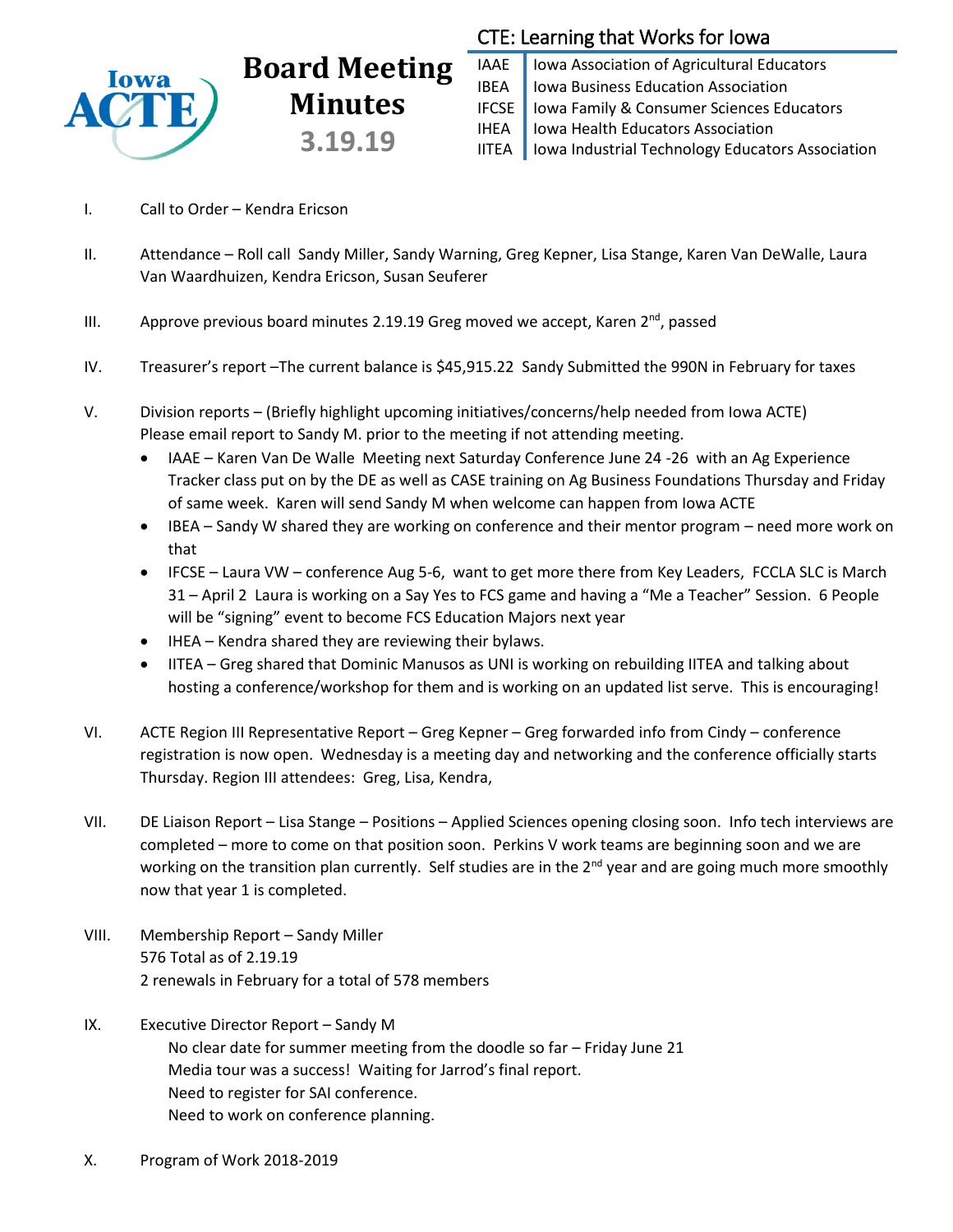Iowa ACTE

# Board Meeting Minutes

## 3.19.19

**CTE: Learning that Works for Iowa**

| | |
|---|---|
| IAAE | Iowa Association of Agricultural Educators |
| IBEA | Iowa Business Education Association |
| IFCSE | Iowa Family & Consumer Sciences Educators |
| IHEA | Iowa Health Educators Association |
| IITEA | Iowa Industrial Technology Educators Association |

I. Call to Order – Kendra Ericson

II. Attendance – Roll call Sandy Miller, Sandy Warning, Greg Kepner, Lisa Stange, Karen Van DeWalle, Laura Van Waardhuizen, Kendra Ericson, Susan Seuferer

III. Approve previous board minutes 2.19.19 Greg moved we accept, Karen 2nd, passed

IV. Treasurer's report –The current balance is $45,915.22 Sandy Submitted the 990N in February for taxes

V. Division reports – (Briefly highlight upcoming initiatives/concerns/help needed from Iowa ACTE) Please email report to Sandy M. prior to the meeting if not attending meeting.
   - IAAE – Karen Van De Walle Meeting next Saturday Conference June 24 -26 with an Ag Experience Tracker class put on by the DE as well as CASE training on Ag Business Foundations Thursday and Friday of same week. Karen will send Sandy M when welcome can happen from Iowa ACTE
   - IBEA – Sandy W shared they are working on conference and their mentor program – need more work on that
   - IFCSE – Laura VW – conference Aug 5-6, want to get more there from Key Leaders, FCCLA SLC is March 31 – April 2 Laura is working on a Say Yes to FCS game and having a "Me a Teacher" Session. 6 People will be "signing" event to become FCS Education Majors next year
   - IHEA – Kendra shared they are reviewing their bylaws.
   - IITEA – Greg shared that Dominic Manusos as UNI is working on rebuilding IITEA and talking about hosting a conference/workshop for them and is working on an updated list serve. This is encouraging!

VI. ACTE Region III Representative Report – Greg Kepner – Greg forwarded info from Cindy – conference registration is now open. Wednesday is a meeting day and networking and the conference officially starts Thursday. Region III attendees: Greg, Lisa, Kendra,

VII. DE Liaison Report – Lisa Stange – Positions – Applied Sciences opening closing soon. Info tech interviews are completed – more to come on that position soon. Perkins V work teams are beginning soon and we are working on the transition plan currently. Self studies are in the 2nd year and are going much more smoothly now that year 1 is completed.

VIII. Membership Report – Sandy Miller
576 Total as of 2.19.19
2 renewals in February for a total of 578 members

IX. Executive Director Report – Sandy M
No clear date for summer meeting from the doodle so far – Friday June 21
Media tour was a success! Waiting for Jarrod's final report.
Need to register for SAI conference.
Need to work on conference planning.

X. Program of Work 2018-2019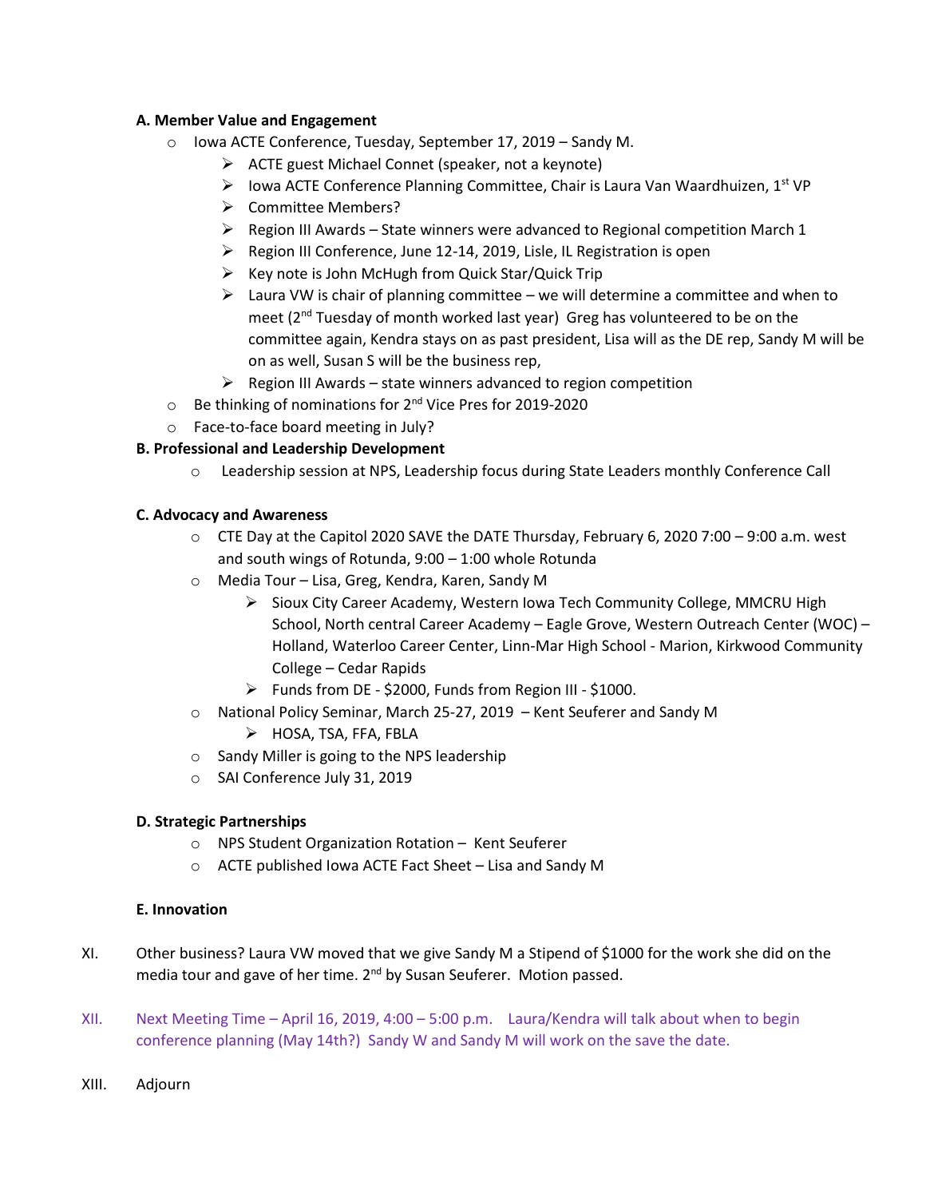**A. Member Value and Engagement**

- Iowa ACTE Conference, Tuesday, September 17, 2019 – Sandy M.
  - ACTE guest Michael Connet (speaker, not a keynote)
  - Iowa ACTE Conference Planning Committee, Chair is Laura Van Waardhuizen, 1st VP
  - Committee Members?
  - Region III Awards – State winners were advanced to Regional competition March 1
  - Region III Conference, June 12-14, 2019, Lisle, IL Registration is open
  - Key note is John McHugh from Quick Star/Quick Trip
  - Laura VW is chair of planning committee – we will determine a committee and when to meet (2nd Tuesday of month worked last year) Greg has volunteered to be on the committee again, Kendra stays on as past president, Lisa will as the DE rep, Sandy M will be on as well, Susan S will be the business rep,
  - Region III Awards – state winners advanced to region competition
- Be thinking of nominations for 2nd Vice Pres for 2019-2020
- Face-to-face board meeting in July?

**B. Professional and Leadership Development**

- Leadership session at NPS, Leadership focus during State Leaders monthly Conference Call

**C. Advocacy and Awareness**

- CTE Day at the Capitol 2020 SAVE the DATE Thursday, February 6, 2020 7:00 – 9:00 a.m. west and south wings of Rotunda, 9:00 – 1:00 whole Rotunda
- Media Tour – Lisa, Greg, Kendra, Karen, Sandy M
  - Sioux City Career Academy, Western Iowa Tech Community College, MMCRU High School, North central Career Academy – Eagle Grove, Western Outreach Center (WOC) – Holland, Waterloo Career Center, Linn-Mar High School - Marion, Kirkwood Community College – Cedar Rapids
  - Funds from DE - $2000, Funds from Region III - $1000.
- National Policy Seminar, March 25-27, 2019 – Kent Seuferer and Sandy M
  - HOSA, TSA, FFA, FBLA
- Sandy Miller is going to the NPS leadership
- SAI Conference July 31, 2019

**D. Strategic Partnerships**

- NPS Student Organization Rotation – Kent Seuferer
- ACTE published Iowa ACTE Fact Sheet – Lisa and Sandy M

**E. Innovation**

XI. Other business? Laura VW moved that we give Sandy M a Stipend of $1000 for the work she did on the media tour and gave of her time. 2nd by Susan Seuferer. Motion passed.

XII. Next Meeting Time – April 16, 2019, 4:00 – 5:00 p.m. Laura/Kendra will talk about when to begin conference planning (May 14th?) Sandy W and Sandy M will work on the save the date.

XIII. Adjourn